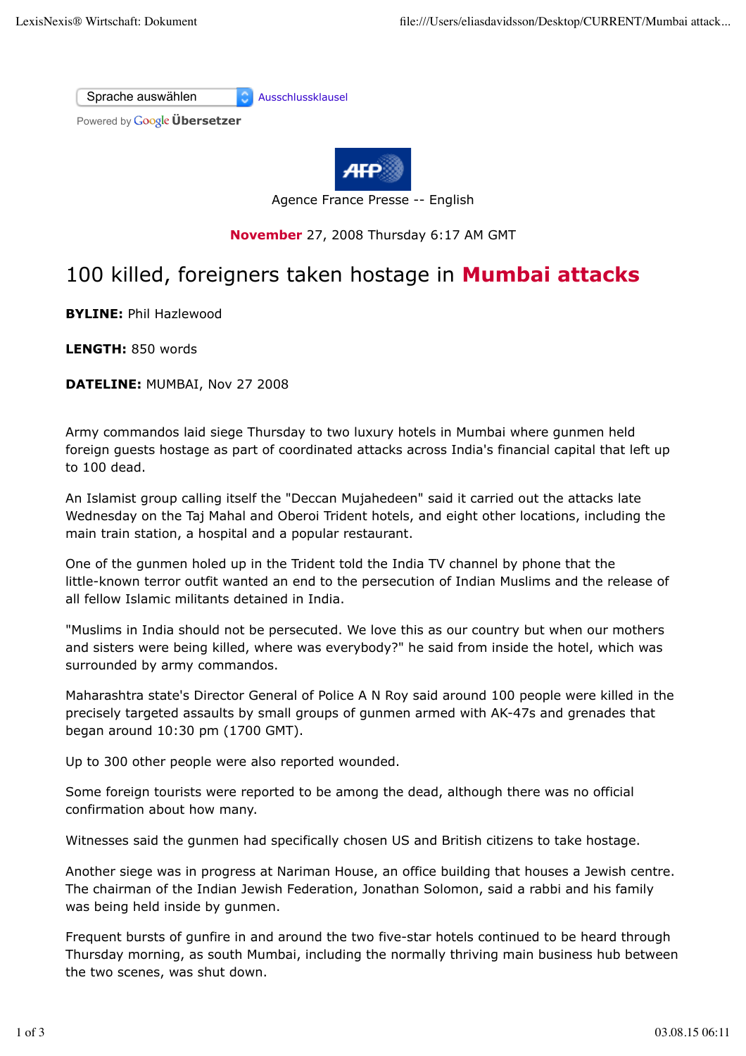Sprache auswählen Ausschlussklausel

Powered by Google Übersetzer

Agence France Presse -- English

**November** 27, 2008 Thursday 6:17 AM GMT

# 100 killed, foreigners taken hostage in **Mumbai attacks**

**BYLINE:** Phil Hazlewood

**LENGTH:** 850 words

**DATELINE:** MUMBAI, Nov 27 2008

Army commandos laid siege Thursday to two luxury hotels in Mumbai where gunmen held foreign guests hostage as part of coordinated attacks across India's financial capital that left up to 100 dead.

An Islamist group calling itself the "Deccan Mujahedeen" said it carried out the attacks late Wednesday on the Taj Mahal and Oberoi Trident hotels, and eight other locations, including the main train station, a hospital and a popular restaurant.

One of the gunmen holed up in the Trident told the India TV channel by phone that the little-known terror outfit wanted an end to the persecution of Indian Muslims and the release of all fellow Islamic militants detained in India.

"Muslims in India should not be persecuted. We love this as our country but when our mothers and sisters were being killed, where was everybody?" he said from inside the hotel, which was surrounded by army commandos.

Maharashtra state's Director General of Police A N Roy said around 100 people were killed in the precisely targeted assaults by small groups of gunmen armed with AK-47s and grenades that began around 10:30 pm (1700 GMT).

Up to 300 other people were also reported wounded.

Some foreign tourists were reported to be among the dead, although there was no official confirmation about how many.

Witnesses said the gunmen had specifically chosen US and British citizens to take hostage.

Another siege was in progress at Nariman House, an office building that houses a Jewish centre. The chairman of the Indian Jewish Federation, Jonathan Solomon, said a rabbi and his family was being held inside by gunmen.

Frequent bursts of gunfire in and around the two five-star hotels continued to be heard through Thursday morning, as south Mumbai, including the normally thriving main business hub between the two scenes, was shut down.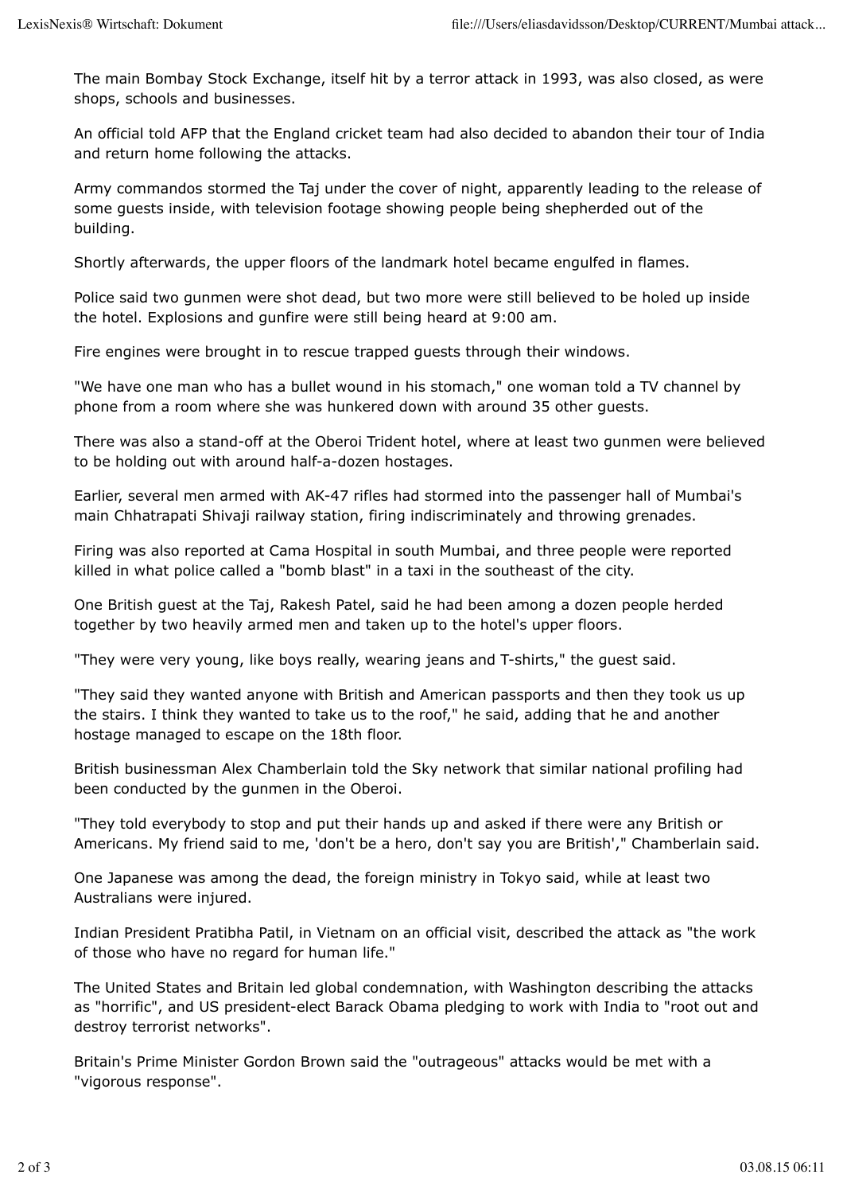The main Bombay Stock Exchange, itself hit by a terror attack in 1993, was also closed, as were shops, schools and businesses.

An official told AFP that the England cricket team had also decided to abandon their tour of India and return home following the attacks.

Army commandos stormed the Taj under the cover of night, apparently leading to the release of some guests inside, with television footage showing people being shepherded out of the building.

Shortly afterwards, the upper floors of the landmark hotel became engulfed in flames.

Police said two gunmen were shot dead, but two more were still believed to be holed up inside the hotel. Explosions and gunfire were still being heard at 9:00 am.

Fire engines were brought in to rescue trapped guests through their windows.

"We have one man who has a bullet wound in his stomach," one woman told a TV channel by phone from a room where she was hunkered down with around 35 other guests.

There was also a stand-off at the Oberoi Trident hotel, where at least two gunmen were believed to be holding out with around half-a-dozen hostages.

Earlier, several men armed with AK-47 rifles had stormed into the passenger hall of Mumbai's main Chhatrapati Shivaji railway station, firing indiscriminately and throwing grenades.

Firing was also reported at Cama Hospital in south Mumbai, and three people were reported killed in what police called a "bomb blast" in a taxi in the southeast of the city.

One British guest at the Taj, Rakesh Patel, said he had been among a dozen people herded together by two heavily armed men and taken up to the hotel's upper floors.

"They were very young, like boys really, wearing jeans and T-shirts," the guest said.

"They said they wanted anyone with British and American passports and then they took us up the stairs. I think they wanted to take us to the roof," he said, adding that he and another hostage managed to escape on the 18th floor.

British businessman Alex Chamberlain told the Sky network that similar national profiling had been conducted by the gunmen in the Oberoi.

"They told everybody to stop and put their hands up and asked if there were any British or Americans. My friend said to me, 'don't be a hero, don't say you are British'," Chamberlain said.

One Japanese was among the dead, the foreign ministry in Tokyo said, while at least two Australians were injured.

Indian President Pratibha Patil, in Vietnam on an official visit, described the attack as "the work of those who have no regard for human life."

The United States and Britain led global condemnation, with Washington describing the attacks as "horrific", and US president-elect Barack Obama pledging to work with India to "root out and destroy terrorist networks".

Britain's Prime Minister Gordon Brown said the "outrageous" attacks would be met with a "vigorous response".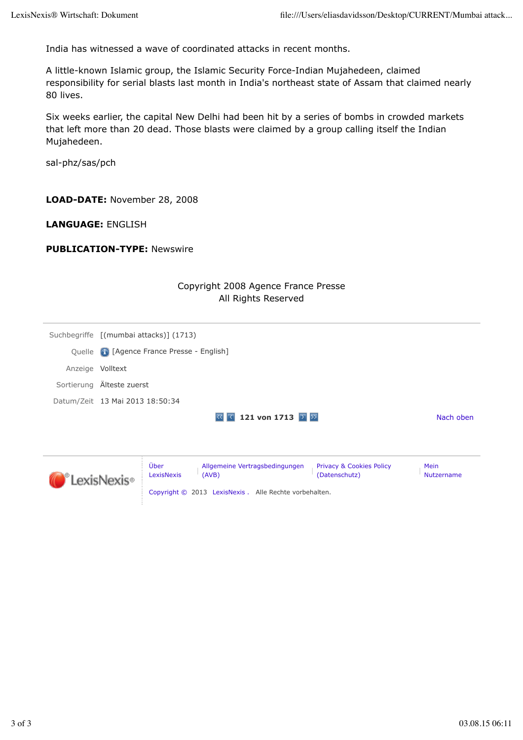India has witnessed a wave of coordinated attacks in recent months.

A little-known Islamic group, the Islamic Security Force-Indian Mujahedeen, claimed responsibility for serial blasts last month in India's northeast state of Assam that claimed nearly 80 lives.

Six weeks earlier, the capital New Delhi had been hit by a series of bombs in crowded markets that left more than 20 dead. Those blasts were claimed by a group calling itself the Indian Mujahedeen.

sal-phz/sas/pch

**LOAD-DATE:** November 28, 2008

**LANGUAGE:** ENGLISH

**PUBLICATION-TYPE:** Newswire

Copyright 2008 Agence France Presse
All Rights Reserved

| | |
|---|---|
| Suchbegriffe | [(mumbai attacks)] (1713) |
| Quelle | [Agence France Presse - English] |
| Anzeige | Volltext |
| Sortierung | Älteste zuerst |
| Datum/Zeit | 13 Mai 2013 18:50:34 |

121 von 1713

Nach oben

Über LexisNexis | Allgemeine Vertragsbedingungen (AVB) | Privacy & Cookies Policy (Datenschutz) | Mein Nutzername

Copyright © 2013 LexisNexis. Alle Rechte vorbehalten.